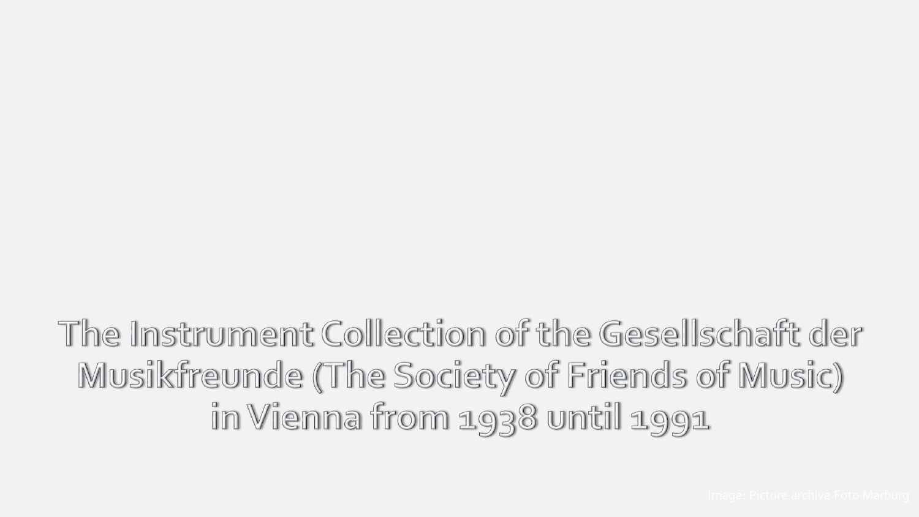# The Instrument Collection of the Gesellschaft der Musikfreunde (The Society of Friends of Music) in Vienna from 1938 until 1991

Image: Picture archive Foto Marburg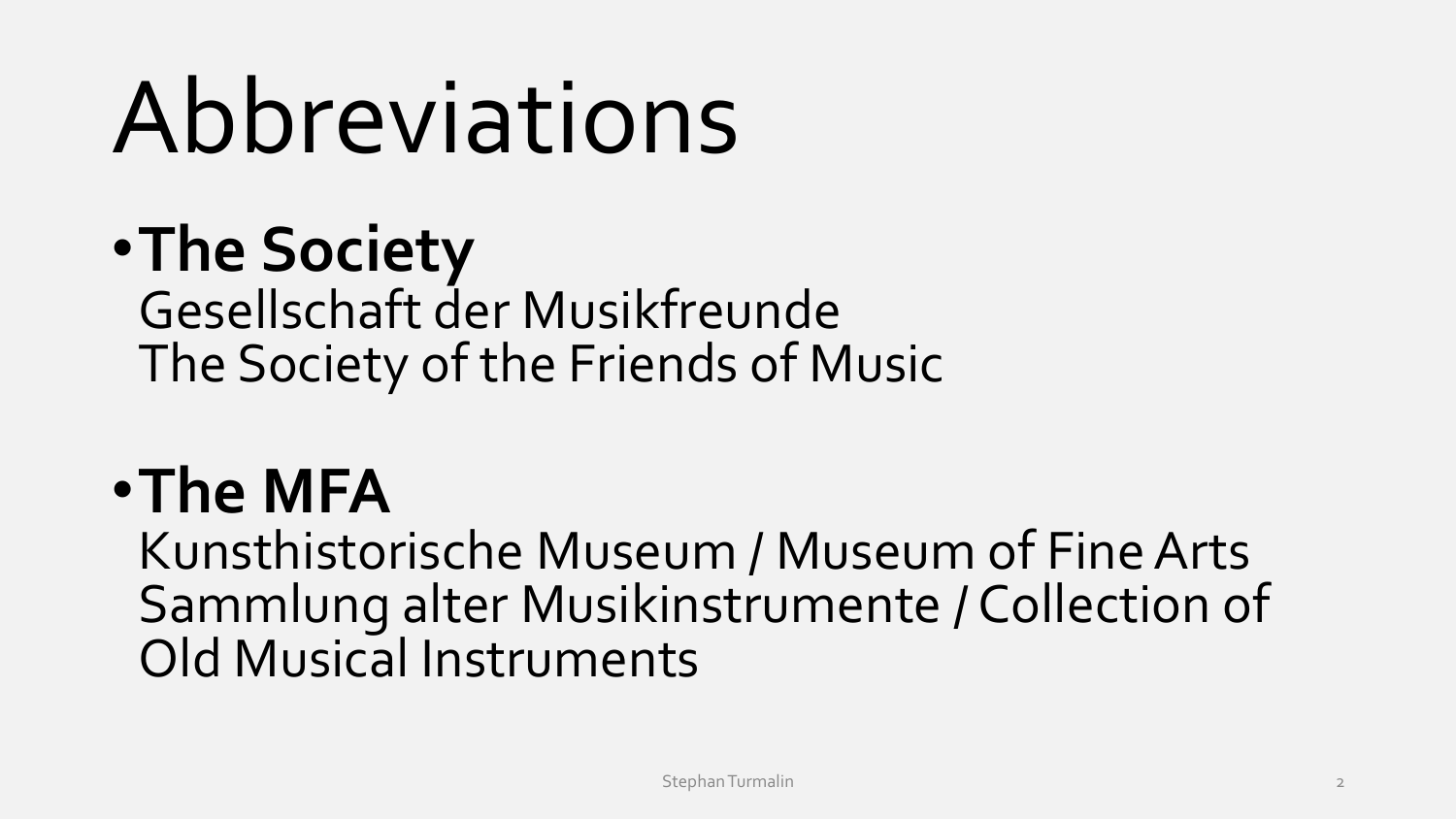# Abbreviations

- **The Society**
  Gesellschaft der Musikfreunde
  The Society of the Friends of Music

- **The MFA**
  Kunsthistorische Museum / Museum of Fine Arts
  Sammlung alter Musikinstrumente / Collection of Old Musical Instruments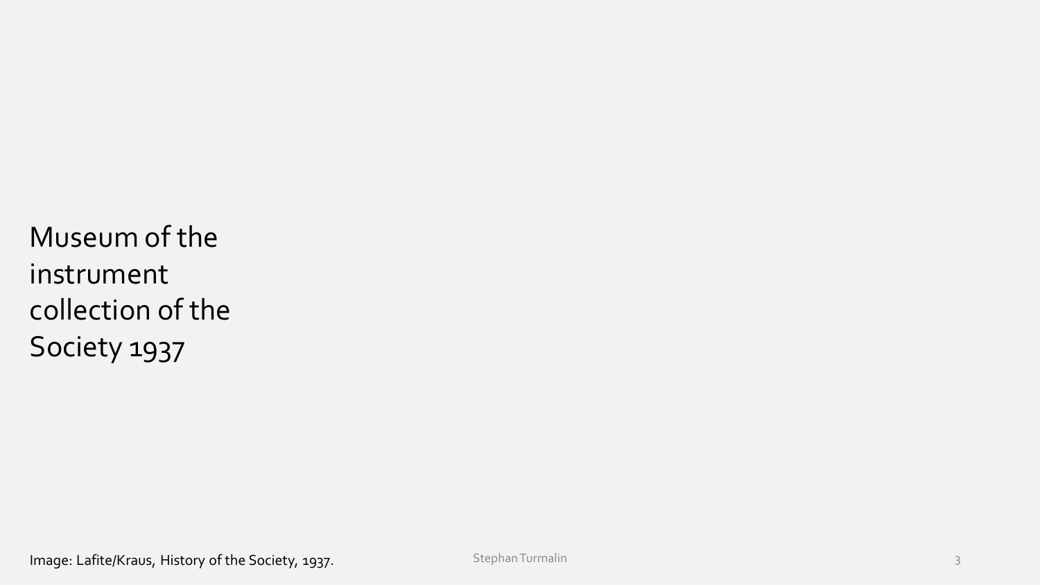Museum of the instrument collection of the Society 1937

Image: Lafite/Kraus, History of the Society, 1937.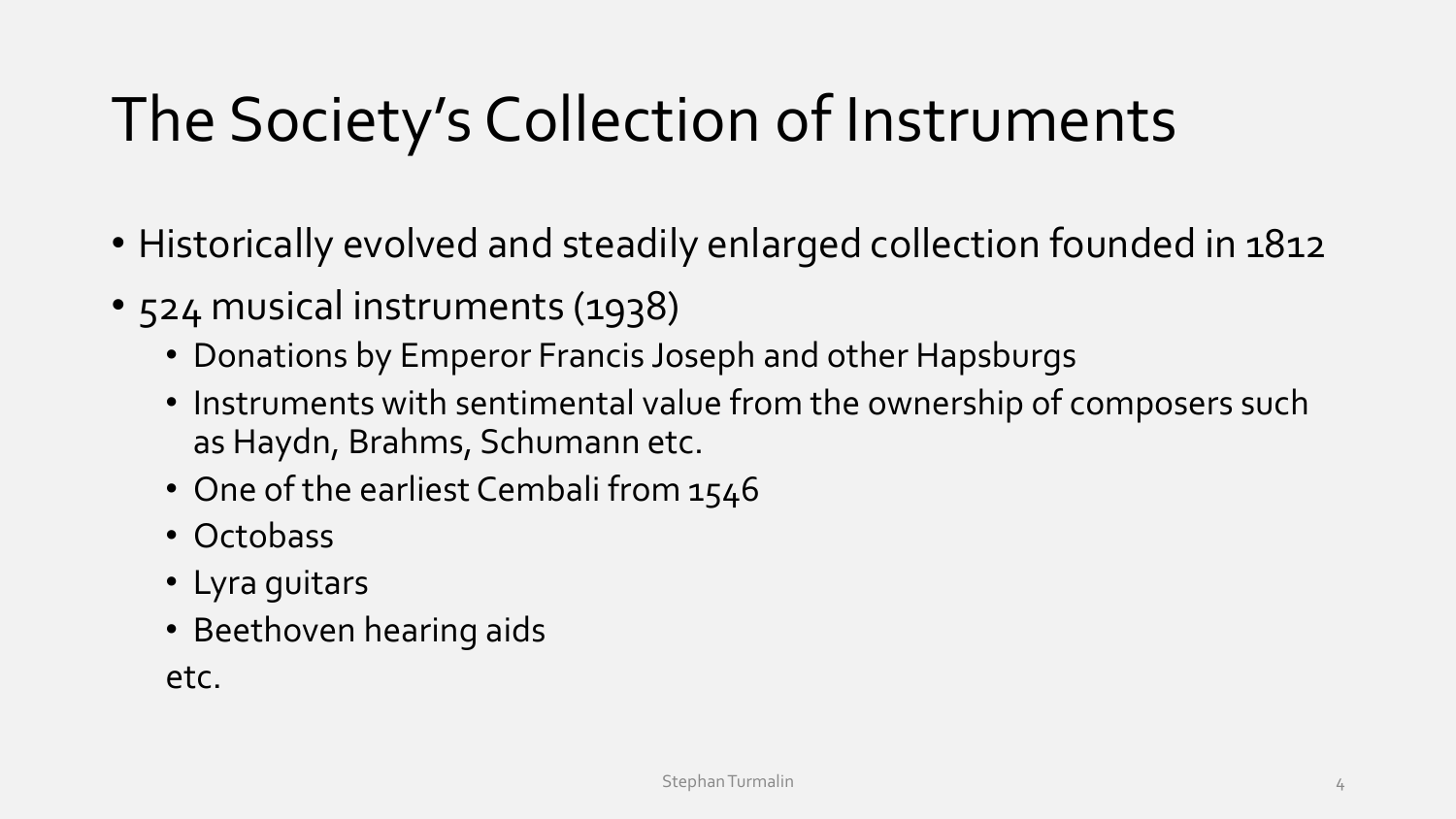# The Society's Collection of Instruments

- Historically evolved and steadily enlarged collection founded in 1812
- 524 musical instruments (1938)
  - Donations by Emperor Francis Joseph and other Hapsburgs
  - Instruments with sentimental value from the ownership of composers such as Haydn, Brahms, Schumann etc.
  - One of the earliest Cembali from 1546
  - Octobass
  - Lyra guitars
  - Beethoven hearing aids

  etc.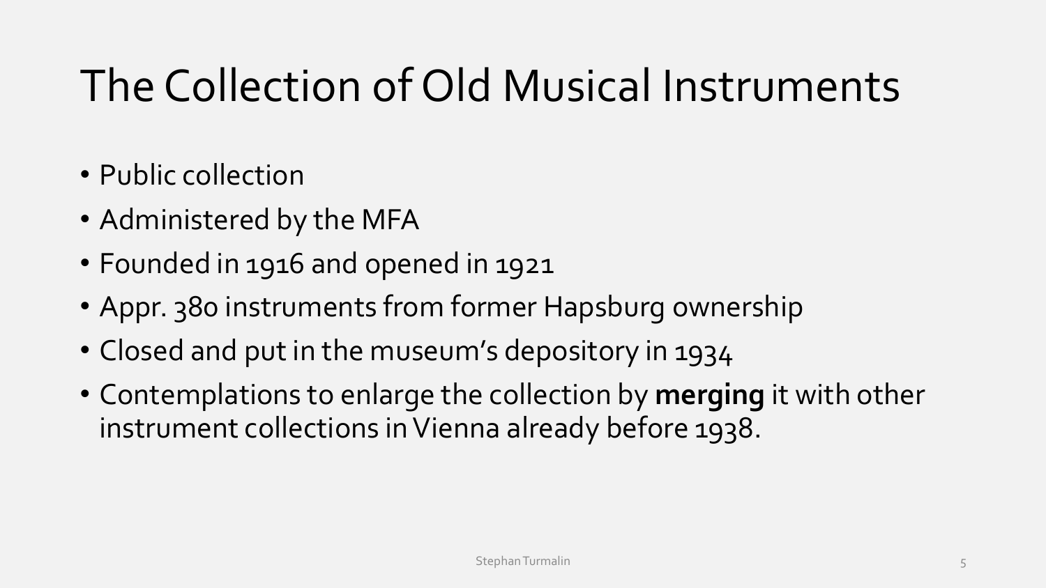# The Collection of Old Musical Instruments

- Public collection
- Administered by the MFA
- Founded in 1916 and opened in 1921
- Appr. 380 instruments from former Hapsburg ownership
- Closed and put in the museum's depository in 1934
- Contemplations to enlarge the collection by **merging** it with other instrument collections in Vienna already before 1938.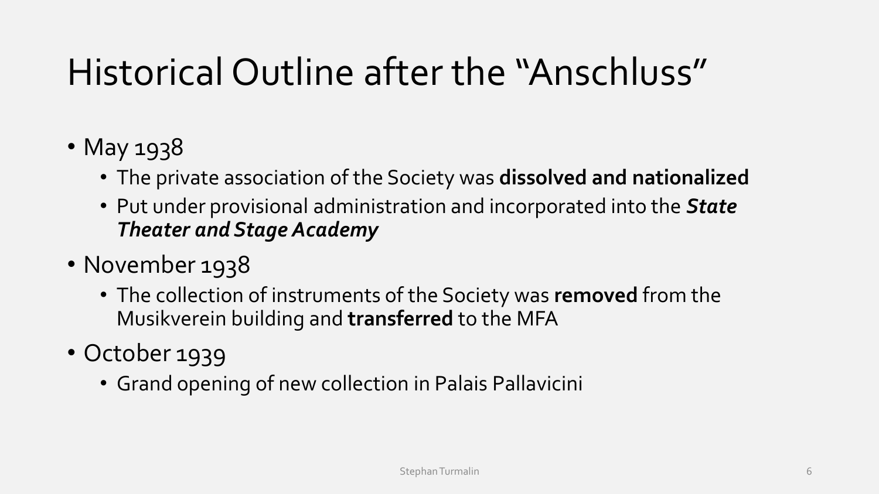# Historical Outline after the "Anschluss"

- May 1938
  - The private association of the Society was **dissolved and nationalized**
  - Put under provisional administration and incorporated into the ***State Theater and Stage Academy***
- November 1938
  - The collection of instruments of the Society was **removed** from the Musikverein building and **transferred** to the MFA
- October 1939
  - Grand opening of new collection in Palais Pallavicini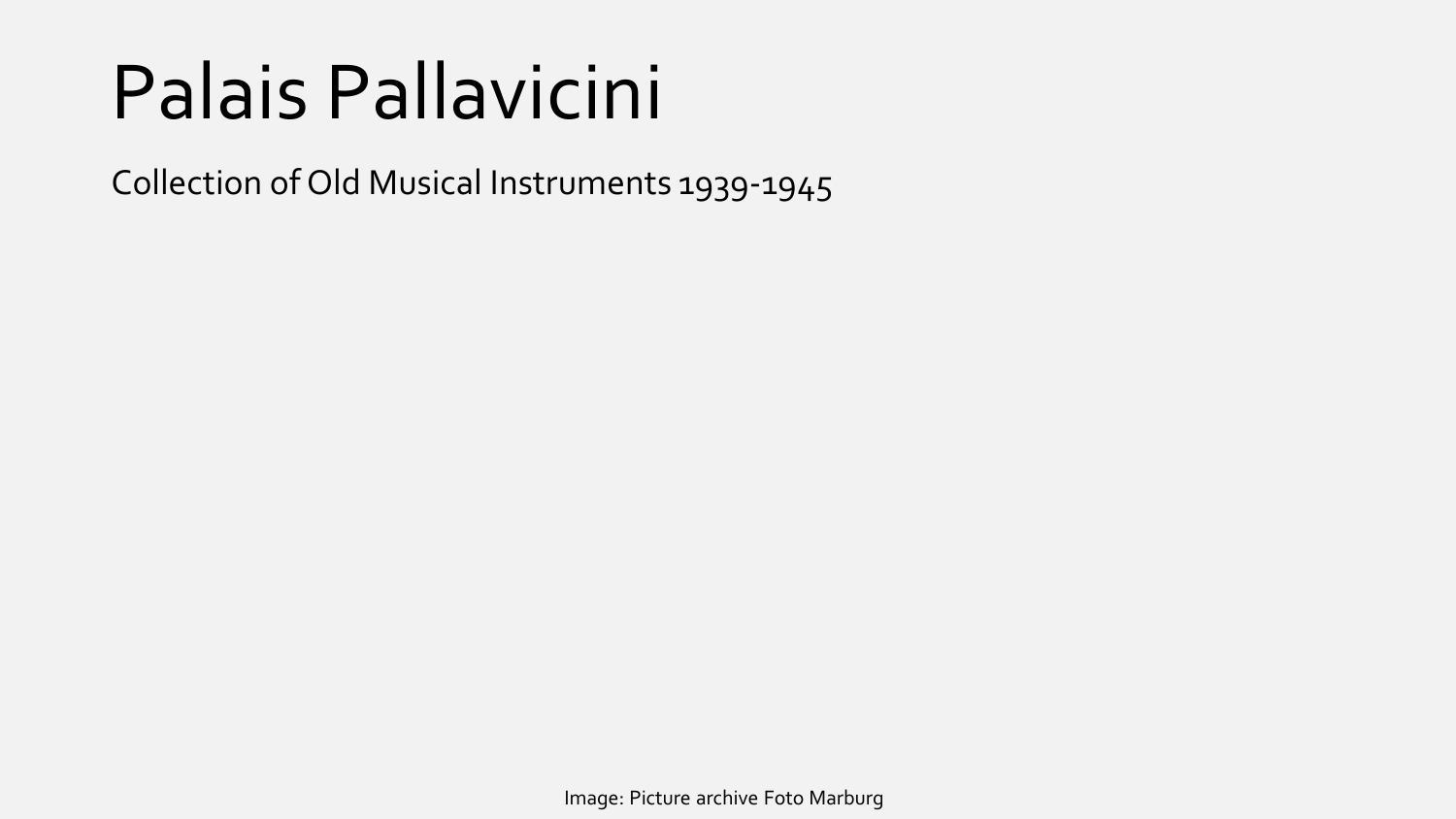# Palais Pallavicini

Collection of Old Musical Instruments 1939-1945

Image: Picture archive Foto Marburg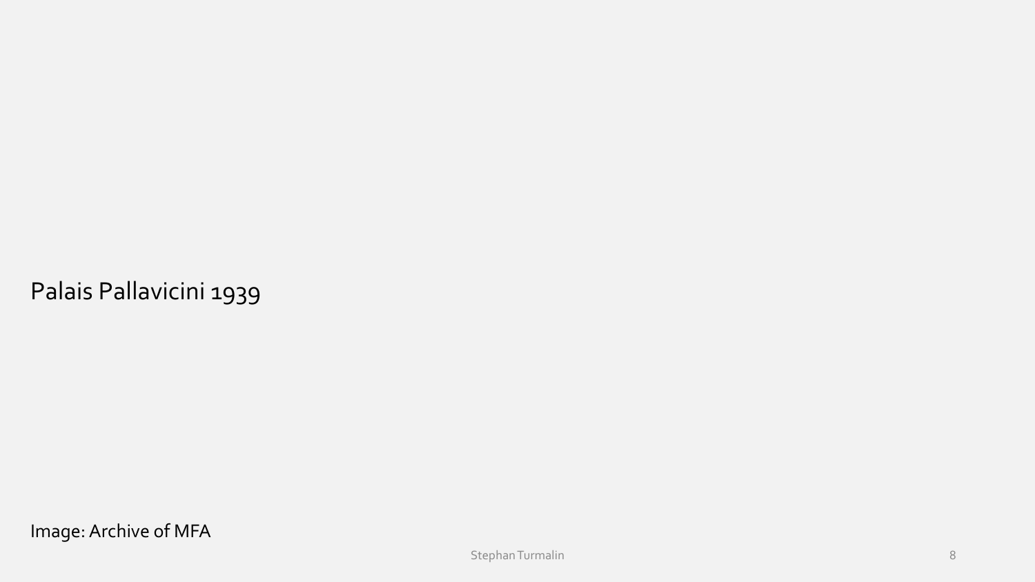Palais Pallavicini 1939

Image: Archive of MFA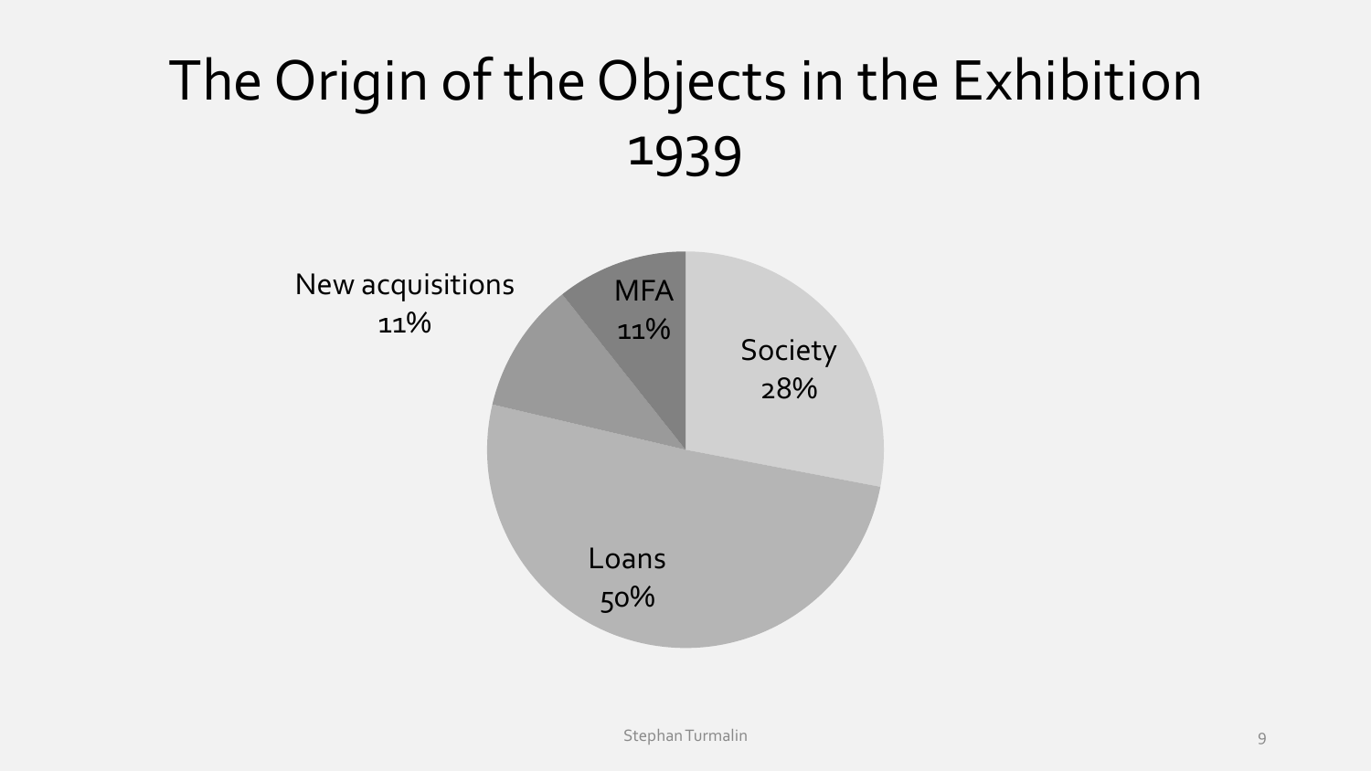# The Origin of the Objects in the Exhibition 1939

New acquisitions 11%

MFA 11%

Society 28%

Loans 50%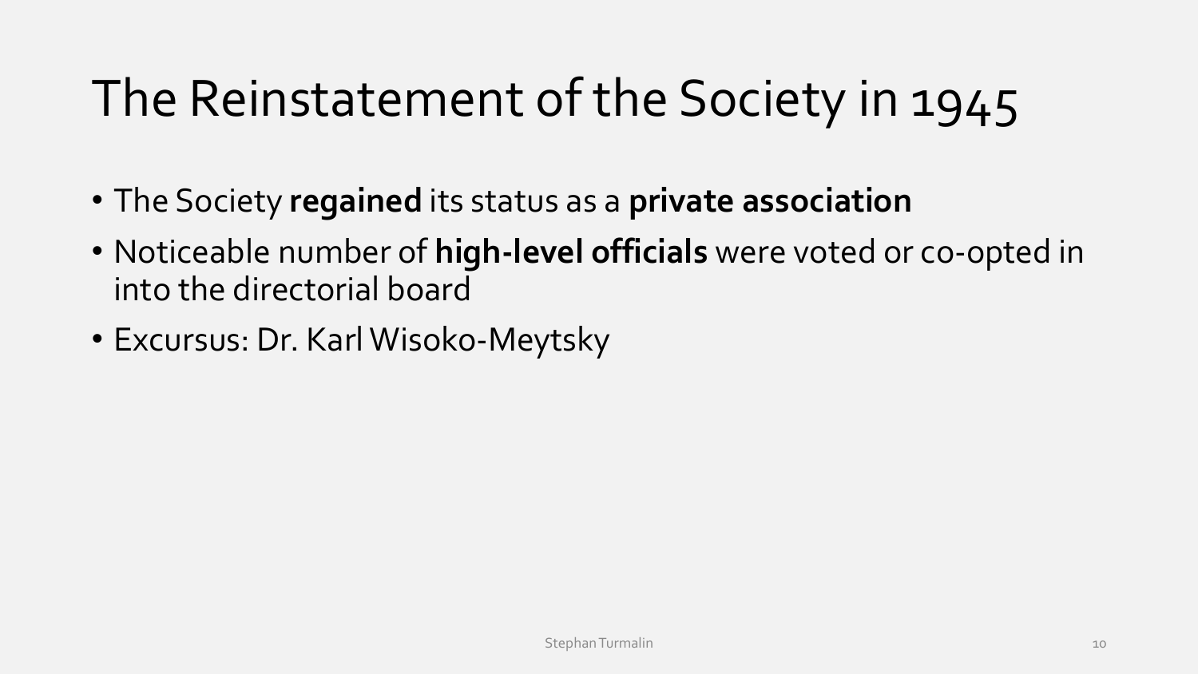# The Reinstatement of the Society in 1945

- The Society **regained** its status as a **private association**
- Noticeable number of **high-level officials** were voted or co-opted in into the directorial board
- Excursus: Dr. Karl Wisoko-Meytsky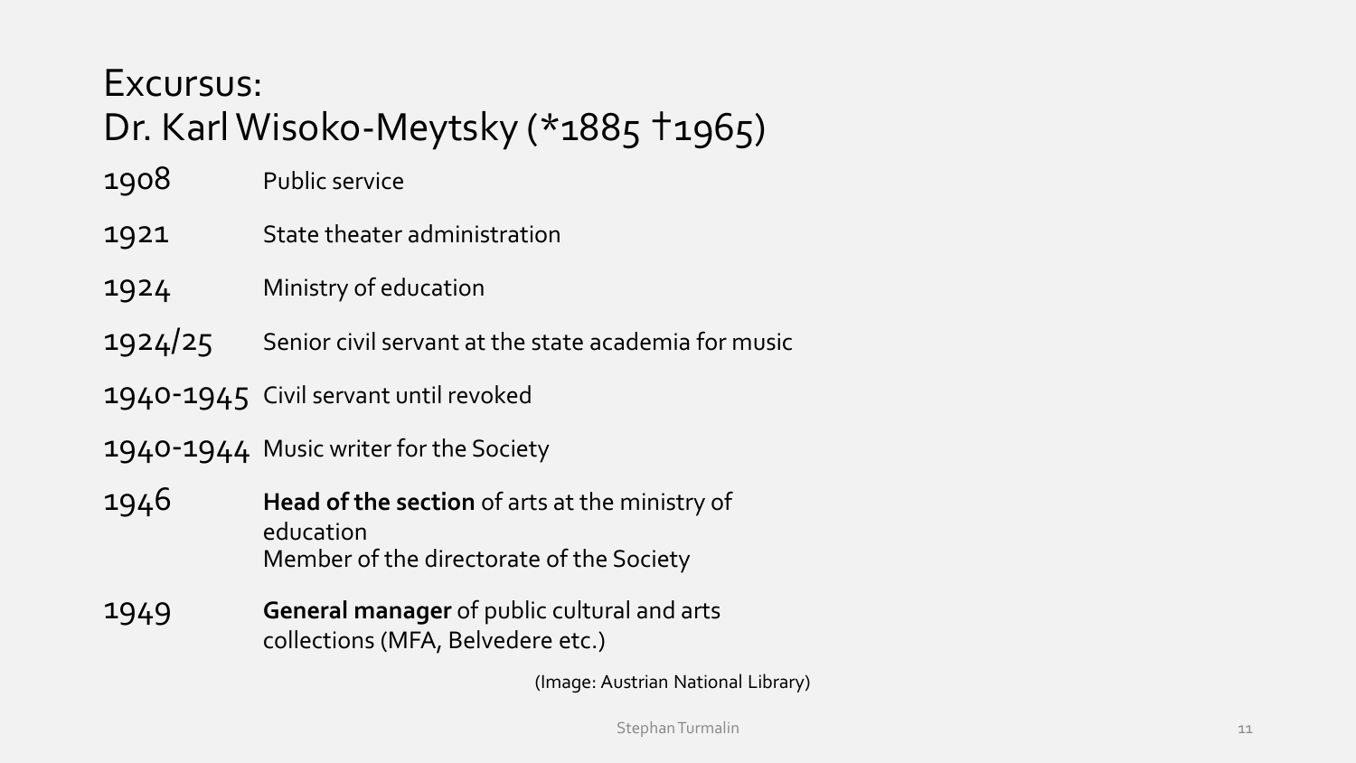# Excursus:
# Dr. Karl Wisoko-Meytsky (*1885 †1965)

| | |
|---|---|
| 1908 | Public service |
| 1921 | State theater administration |
| 1924 | Ministry of education |
| 1924/25 | Senior civil servant at the state academia for music |
| 1940-1945 | Civil servant until revoked |
| 1940-1944 | Music writer for the Society |
| 1946 | **Head of the section** of arts at the ministry of education<br>Member of the directorate of the Society |
| 1949 | **General manager** of public cultural and arts collections (MFA, Belvedere etc.) |

(Image: Austrian National Library)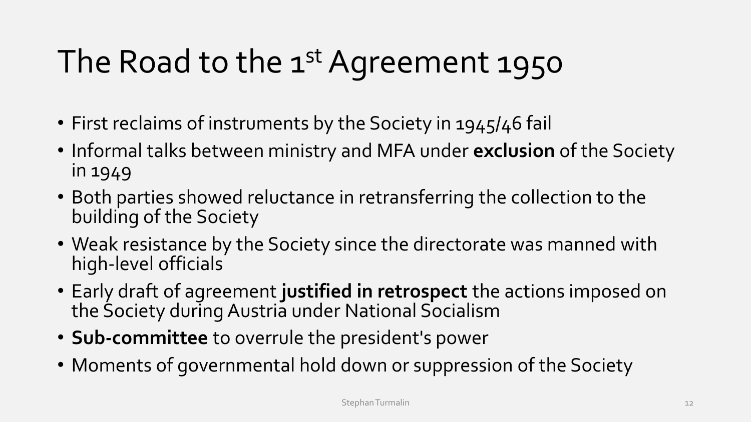# The Road to the 1st Agreement 1950

- First reclaims of instruments by the Society in 1945/46 fail
- Informal talks between ministry and MFA under **exclusion** of the Society in 1949
- Both parties showed reluctance in retransferring the collection to the building of the Society
- Weak resistance by the Society since the directorate was manned with high-level officials
- Early draft of agreement **justified in retrospect** the actions imposed on the Society during Austria under National Socialism
- **Sub-committee** to overrule the president's power
- Moments of governmental hold down or suppression of the Society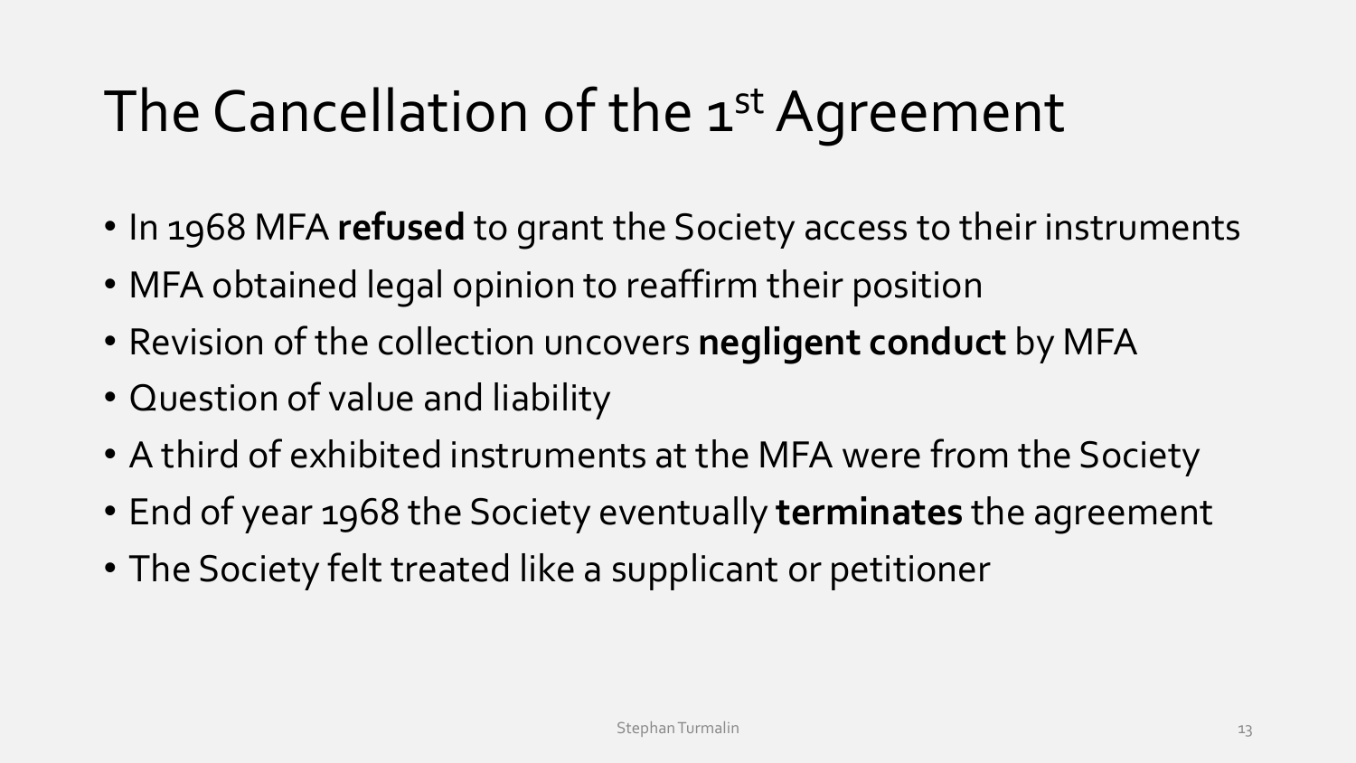# The Cancellation of the 1st Agreement

- In 1968 MFA **refused** to grant the Society access to their instruments
- MFA obtained legal opinion to reaffirm their position
- Revision of the collection uncovers **negligent conduct** by MFA
- Question of value and liability
- A third of exhibited instruments at the MFA were from the Society
- End of year 1968 the Society eventually **terminates** the agreement
- The Society felt treated like a supplicant or petitioner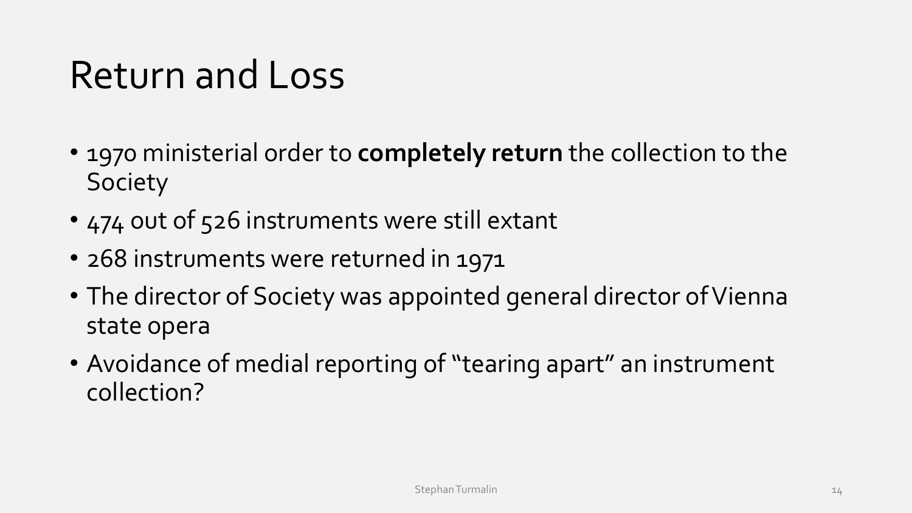# Return and Loss

- 1970 ministerial order to **completely return** the collection to the Society
- 474 out of 526 instruments were still extant
- 268 instruments were returned in 1971
- The director of Society was appointed general director of Vienna state opera
- Avoidance of medial reporting of "tearing apart" an instrument collection?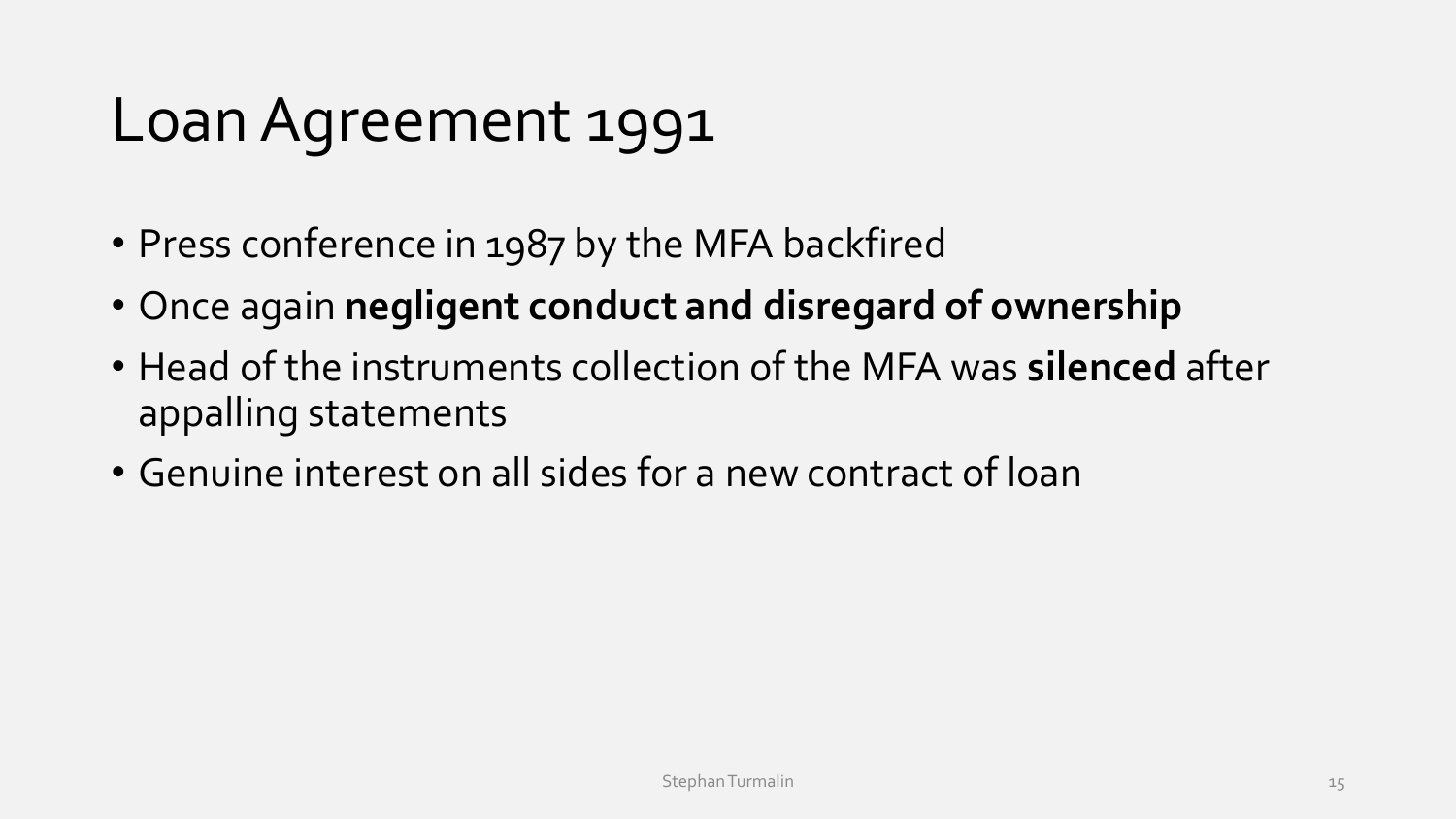# Loan Agreement 1991

- Press conference in 1987 by the MFA backfired
- Once again **negligent conduct and disregard of ownership**
- Head of the instruments collection of the MFA was **silenced** after appalling statements
- Genuine interest on all sides for a new contract of loan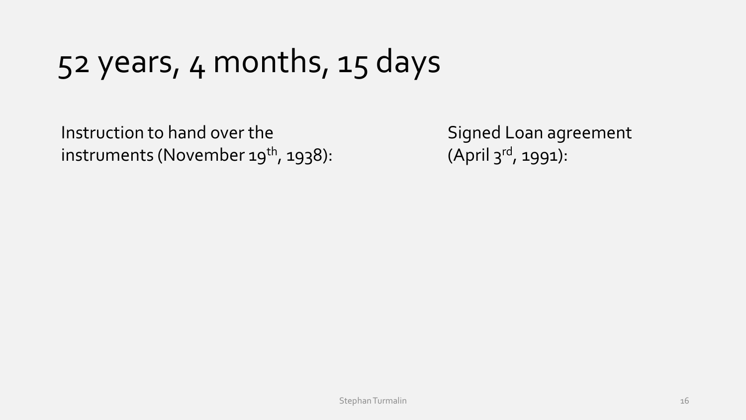# 52 years, 4 months, 15 days

Instruction to hand over the instruments (November 19th, 1938):

Signed Loan agreement (April 3rd, 1991):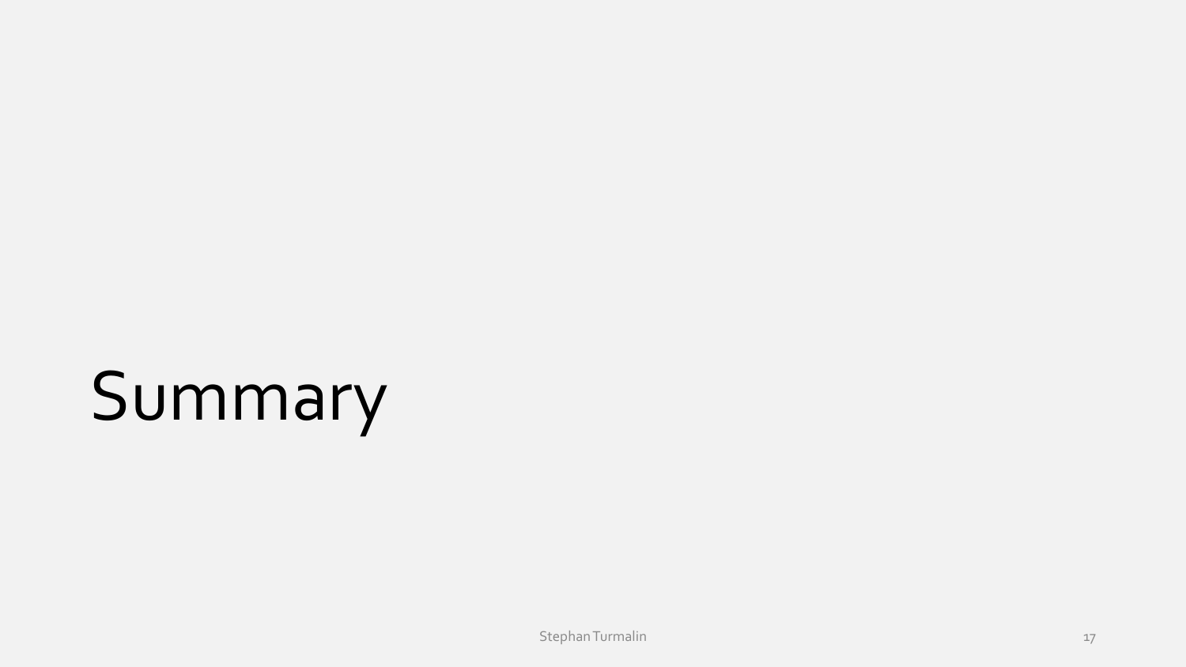# Summary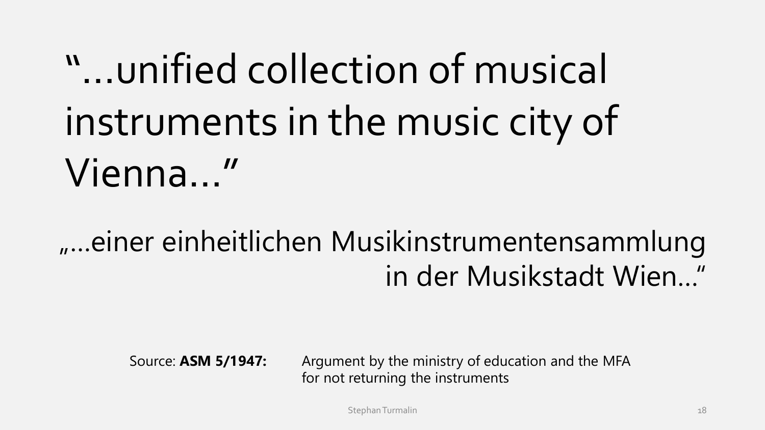# "…unified collection of musical instruments in the music city of Vienna…"

„…einer einheitlichen Musikinstrumentensammlung in der Musikstadt Wien…"

Source: **ASM 5/1947:** Argument by the ministry of education and the MFA for not returning the instruments